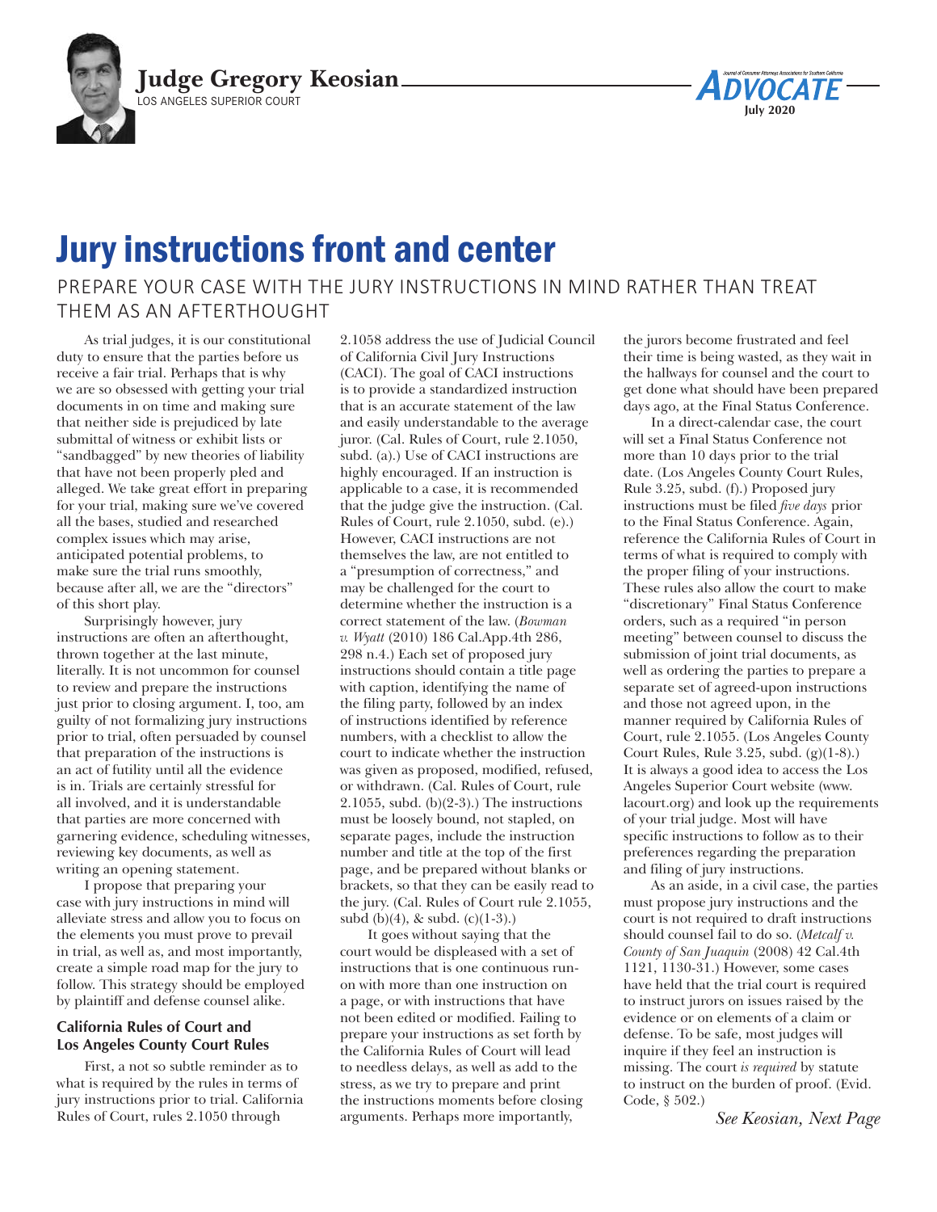**Judge Gregory Keosian**
LOS ANGELES SUPERIOR COURT

# Jury instructions front and center

## PREPARE YOUR CASE WITH THE JURY INSTRUCTIONS IN MIND RATHER THAN TREAT THEM AS AN AFTERTHOUGHT

As trial judges, it is our constitutional duty to ensure that the parties before us receive a fair trial. Perhaps that is why we are so obsessed with getting your trial documents in on time and making sure that neither side is prejudiced by late submittal of witness or exhibit lists or "sandbagged" by new theories of liability that have not been properly pled and alleged. We take great effort in preparing for your trial, making sure we've covered all the bases, studied and researched complex issues which may arise, anticipated potential problems, to make sure the trial runs smoothly, because after all, we are the "directors" of this short play.

Surprisingly however, jury instructions are often an afterthought, thrown together at the last minute, literally. It is not uncommon for counsel to review and prepare the instructions just prior to closing argument. I, too, am guilty of not formalizing jury instructions prior to trial, often persuaded by counsel that preparation of the instructions is an act of futility until all the evidence is in. Trials are certainly stressful for all involved, and it is understandable that parties are more concerned with garnering evidence, scheduling witnesses, reviewing key documents, as well as writing an opening statement.

I propose that preparing your case with jury instructions in mind will alleviate stress and allow you to focus on the elements you must prove to prevail in trial, as well as, and most importantly, create a simple road map for the jury to follow. This strategy should be employed by plaintiff and defense counsel alike.

### California Rules of Court and Los Angeles County Court Rules

First, a not so subtle reminder as to what is required by the rules in terms of jury instructions prior to trial. California Rules of Court, rules 2.1050 through 2.1058 address the use of Judicial Council of California Civil Jury Instructions (CACI). The goal of CACI instructions is to provide a standardized instruction that is an accurate statement of the law and easily understandable to the average juror. (Cal. Rules of Court, rule 2.1050, subd. (a).) Use of CACI instructions are highly encouraged. If an instruction is applicable to a case, it is recommended that the judge give the instruction. (Cal. Rules of Court, rule 2.1050, subd. (e).) However, CACI instructions are not themselves the law, are not entitled to a "presumption of correctness," and may be challenged for the court to determine whether the instruction is a correct statement of the law. (*Bowman v. Wyatt* (2010) 186 Cal.App.4th 286, 298 n.4.) Each set of proposed jury instructions should contain a title page with caption, identifying the name of the filing party, followed by an index of instructions identified by reference numbers, with a checklist to allow the court to indicate whether the instruction was given as proposed, modified, refused, or withdrawn. (Cal. Rules of Court, rule 2.1055, subd. (b)(2-3).) The instructions must be loosely bound, not stapled, on separate pages, include the instruction number and title at the top of the first page, and be prepared without blanks or brackets, so that they can be easily read to the jury. (Cal. Rules of Court rule 2.1055, subd (b)(4), & subd. (c)(1-3).)

It goes without saying that the court would be displeased with a set of instructions that is one continuous run-on with more than one instruction on a page, or with instructions that have not been edited or modified. Failing to prepare your instructions as set forth by the California Rules of Court will lead to needless delays, as well as add to the stress, as we try to prepare and print the instructions moments before closing arguments. Perhaps more importantly, the jurors become frustrated and feel their time is being wasted, as they wait in the hallways for counsel and the court to get done what should have been prepared days ago, at the Final Status Conference.

In a direct-calendar case, the court will set a Final Status Conference not more than 10 days prior to the trial date. (Los Angeles County Court Rules, Rule 3.25, subd. (f).) Proposed jury instructions must be filed *five days* prior to the Final Status Conference. Again, reference the California Rules of Court in terms of what is required to comply with the proper filing of your instructions. These rules also allow the court to make "discretionary" Final Status Conference orders, such as a required "in person meeting" between counsel to discuss the submission of joint trial documents, as well as ordering the parties to prepare a separate set of agreed-upon instructions and those not agreed upon, in the manner required by California Rules of Court, rule 2.1055. (Los Angeles County Court Rules, Rule 3.25, subd. (g)(1-8).) It is always a good idea to access the Los Angeles Superior Court website (www.lacourt.org) and look up the requirements of your trial judge. Most will have specific instructions to follow as to their preferences regarding the preparation and filing of jury instructions.

As an aside, in a civil case, the parties must propose jury instructions and the court is not required to draft instructions should counsel fail to do so. (*Metcalf v. County of San Juaquin* (2008) 42 Cal.4th 1121, 1130-31.) However, some cases have held that the trial court is required to instruct jurors on issues raised by the evidence or on elements of a claim or defense. To be safe, most judges will inquire if they feel an instruction is missing. The court *is required* by statute to instruct on the burden of proof. (Evid. Code, § 502.)

*See Keosian, Next Page*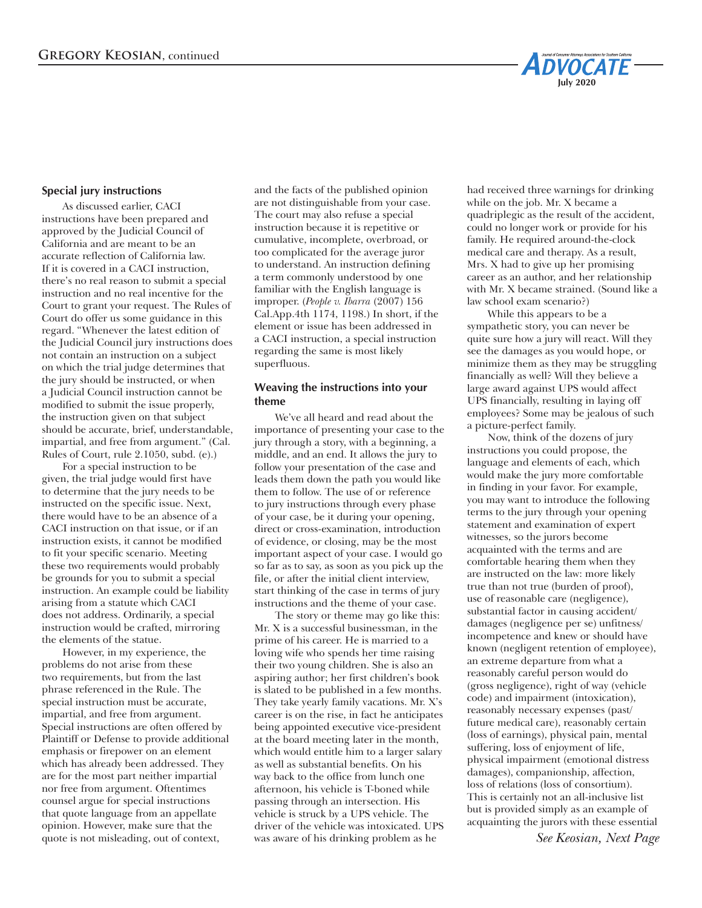## Special jury instructions

As discussed earlier, CACI instructions have been prepared and approved by the Judicial Council of California and are meant to be an accurate reflection of California law. If it is covered in a CACI instruction, there's no real reason to submit a special instruction and no real incentive for the Court to grant your request. The Rules of Court do offer us some guidance in this regard. "Whenever the latest edition of the Judicial Council jury instructions does not contain an instruction on a subject on which the trial judge determines that the jury should be instructed, or when a Judicial Council instruction cannot be modified to submit the issue properly, the instruction given on that subject should be accurate, brief, understandable, impartial, and free from argument." (Cal. Rules of Court, rule 2.1050, subd. (e).)

For a special instruction to be given, the trial judge would first have to determine that the jury needs to be instructed on the specific issue. Next, there would have to be an absence of a CACI instruction on that issue, or if an instruction exists, it cannot be modified to fit your specific scenario. Meeting these two requirements would probably be grounds for you to submit a special instruction. An example could be liability arising from a statute which CACI does not address. Ordinarily, a special instruction would be crafted, mirroring the elements of the statue.

However, in my experience, the problems do not arise from these two requirements, but from the last phrase referenced in the Rule. The special instruction must be accurate, impartial, and free from argument. Special instructions are often offered by Plaintiff or Defense to provide additional emphasis or firepower on an element which has already been addressed. They are for the most part neither impartial nor free from argument. Oftentimes counsel argue for special instructions that quote language from an appellate opinion. However, make sure that the quote is not misleading, out of context, and the facts of the published opinion are not distinguishable from your case. The court may also refuse a special instruction because it is repetitive or cumulative, incomplete, overbroad, or too complicated for the average juror to understand. An instruction defining a term commonly understood by one familiar with the English language is improper. (*People v. Ibarra* (2007) 156 Cal.App.4th 1174, 1198.) In short, if the element or issue has been addressed in a CACI instruction, a special instruction regarding the same is most likely superfluous.

## Weaving the instructions into your theme

We've all heard and read about the importance of presenting your case to the jury through a story, with a beginning, a middle, and an end. It allows the jury to follow your presentation of the case and leads them down the path you would like them to follow. The use of or reference to jury instructions through every phase of your case, be it during your opening, direct or cross-examination, introduction of evidence, or closing, may be the most important aspect of your case. I would go so far as to say, as soon as you pick up the file, or after the initial client interview, start thinking of the case in terms of jury instructions and the theme of your case.

The story or theme may go like this: Mr. X is a successful businessman, in the prime of his career. He is married to a loving wife who spends her time raising their two young children. She is also an aspiring author; her first children's book is slated to be published in a few months. They take yearly family vacations. Mr. X's career is on the rise, in fact he anticipates being appointed executive vice-president at the board meeting later in the month, which would entitle him to a larger salary as well as substantial benefits. On his way back to the office from lunch one afternoon, his vehicle is T-boned while passing through an intersection. His vehicle is struck by a UPS vehicle. The driver of the vehicle was intoxicated. UPS was aware of his drinking problem as he had received three warnings for drinking while on the job. Mr. X became a quadriplegic as the result of the accident, could no longer work or provide for his family. He required around-the-clock medical care and therapy. As a result, Mrs. X had to give up her promising career as an author, and her relationship with Mr. X became strained. (Sound like a law school exam scenario?)

While this appears to be a sympathetic story, you can never be quite sure how a jury will react. Will they see the damages as you would hope, or minimize them as they may be struggling financially as well? Will they believe a large award against UPS would affect UPS financially, resulting in laying off employees? Some may be jealous of such a picture-perfect family.

Now, think of the dozens of jury instructions you could propose, the language and elements of each, which would make the jury more comfortable in finding in your favor. For example, you may want to introduce the following terms to the jury through your opening statement and examination of expert witnesses, so the jurors become acquainted with the terms and are comfortable hearing them when they are instructed on the law: more likely true than not true (burden of proof), use of reasonable care (negligence), substantial factor in causing accident/damages (negligence per se) unfitness/incompetence and knew or should have known (negligent retention of employee), an extreme departure from what a reasonably careful person would do (gross negligence), right of way (vehicle code) and impairment (intoxication), reasonably necessary expenses (past/future medical care), reasonably certain (loss of earnings), physical pain, mental suffering, loss of enjoyment of life, physical impairment (emotional distress damages), companionship, affection, loss of relations (loss of consortium). This is certainly not an all-inclusive list but is provided simply as an example of acquainting the jurors with these essential

*See Keosian, Next Page*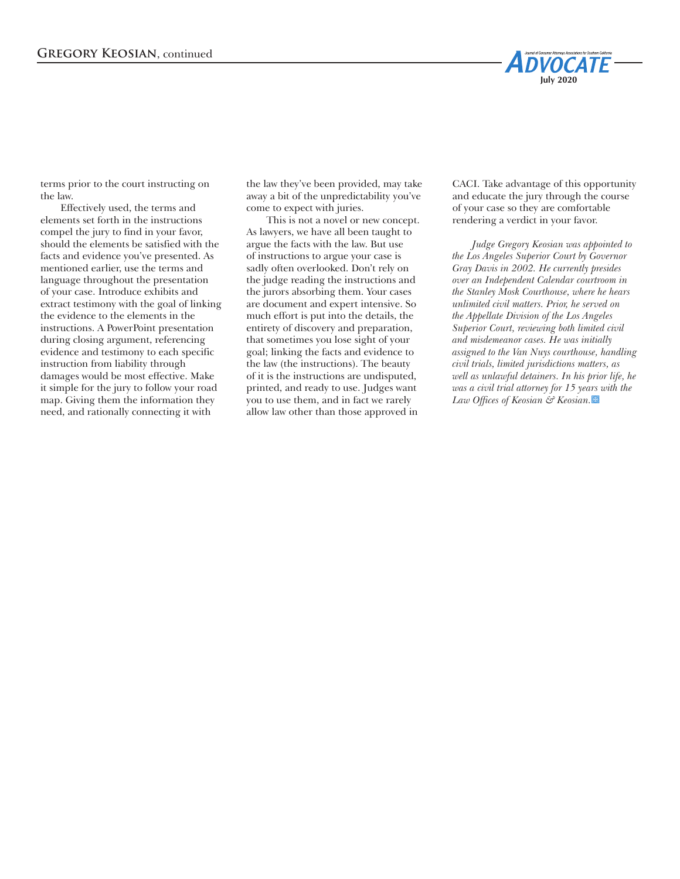terms prior to the court instructing on the law.

Effectively used, the terms and elements set forth in the instructions compel the jury to find in your favor, should the elements be satisfied with the facts and evidence you've presented. As mentioned earlier, use the terms and language throughout the presentation of your case. Introduce exhibits and extract testimony with the goal of linking the evidence to the elements in the instructions. A PowerPoint presentation during closing argument, referencing evidence and testimony to each specific instruction from liability through damages would be most effective. Make it simple for the jury to follow your road map. Giving them the information they need, and rationally connecting it with the law they've been provided, may take away a bit of the unpredictability you've come to expect with juries.

This is not a novel or new concept. As lawyers, we have all been taught to argue the facts with the law. But use of instructions to argue your case is sadly often overlooked. Don't rely on the judge reading the instructions and the jurors absorbing them. Your cases are document and expert intensive. So much effort is put into the details, the entirety of discovery and preparation, that sometimes you lose sight of your goal; linking the facts and evidence to the law (the instructions). The beauty of it is the instructions are undisputed, printed, and ready to use. Judges want you to use them, and in fact we rarely allow law other than those approved in CACI. Take advantage of this opportunity and educate the jury through the course of your case so they are comfortable rendering a verdict in your favor.

*Judge Gregory Keosian was appointed to the Los Angeles Superior Court by Governor Gray Davis in 2002. He currently presides over an Independent Calendar courtroom in the Stanley Mosk Courthouse, where he hears unlimited civil matters. Prior, he served on the Appellate Division of the Los Angeles Superior Court, reviewing both limited civil and misdemeanor cases. He was initially assigned to the Van Nuys courthouse, handling civil trials, limited jurisdictions matters, as well as unlawful detainers. In his prior life, he was a civil trial attorney for 15 years with the Law Offices of Keosian & Keosian.*